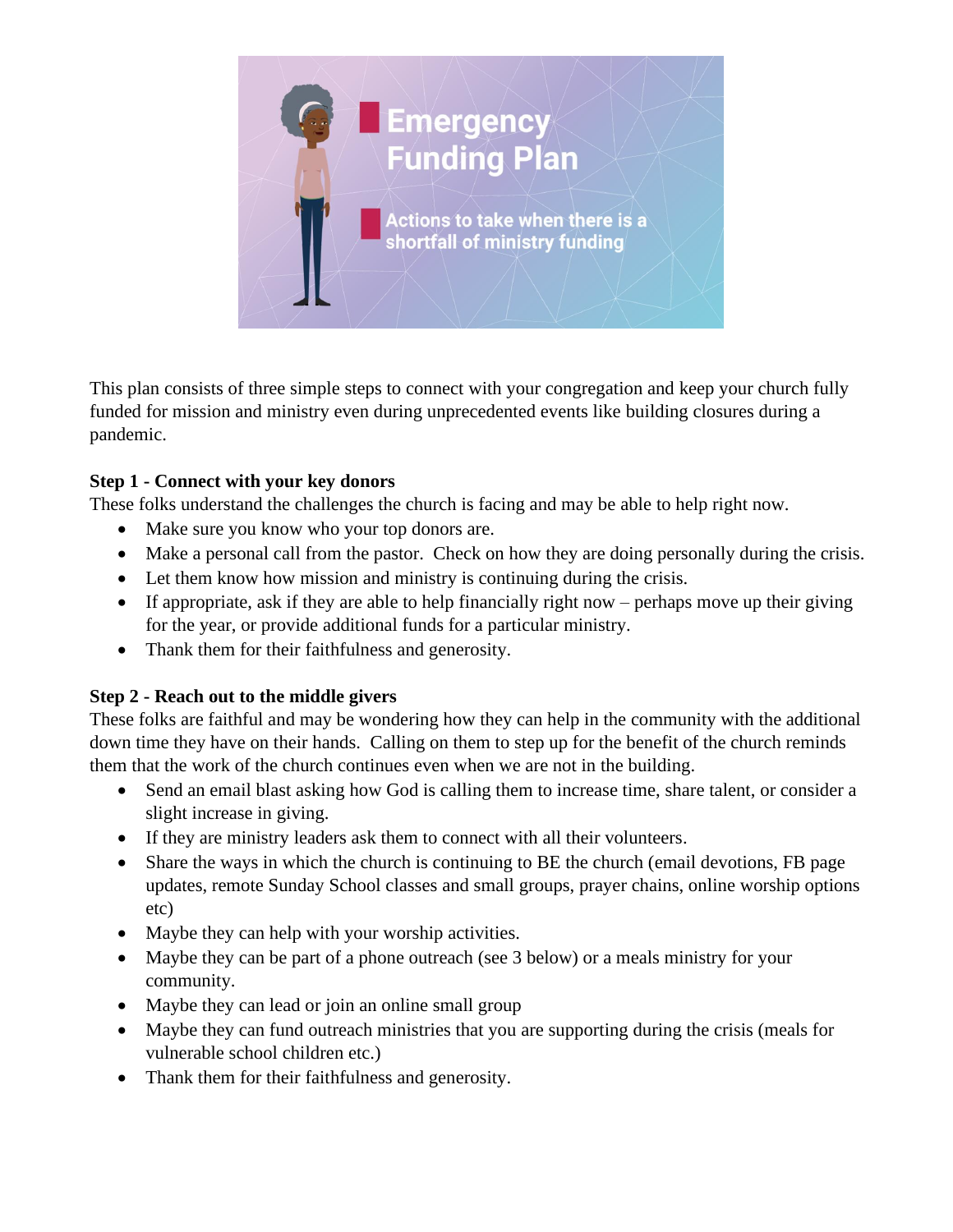# Emergency Funding Plan

Actions to take when there is a shortfall of ministry funding

This plan consists of three simple steps to connect with your congregation and keep your church fully funded for mission and ministry even during unprecedented events like building closures during a pandemic.

**Step 1 - Connect with your key donors**

These folks understand the challenges the church is facing and may be able to help right now.

- Make sure you know who your top donors are.
- Make a personal call from the pastor. Check on how they are doing personally during the crisis.
- Let them know how mission and ministry is continuing during the crisis.
- If appropriate, ask if they are able to help financially right now – perhaps move up their giving for the year, or provide additional funds for a particular ministry.
- Thank them for their faithfulness and generosity.

**Step 2 - Reach out to the middle givers**

These folks are faithful and may be wondering how they can help in the community with the additional down time they have on their hands. Calling on them to step up for the benefit of the church reminds them that the work of the church continues even when we are not in the building.

- Send an email blast asking how God is calling them to increase time, share talent, or consider a slight increase in giving.
- If they are ministry leaders ask them to connect with all their volunteers.
- Share the ways in which the church is continuing to BE the church (email devotions, FB page updates, remote Sunday School classes and small groups, prayer chains, online worship options etc)
- Maybe they can help with your worship activities.
- Maybe they can be part of a phone outreach (see 3 below) or a meals ministry for your community.
- Maybe they can lead or join an online small group
- Maybe they can fund outreach ministries that you are supporting during the crisis (meals for vulnerable school children etc.)
- Thank them for their faithfulness and generosity.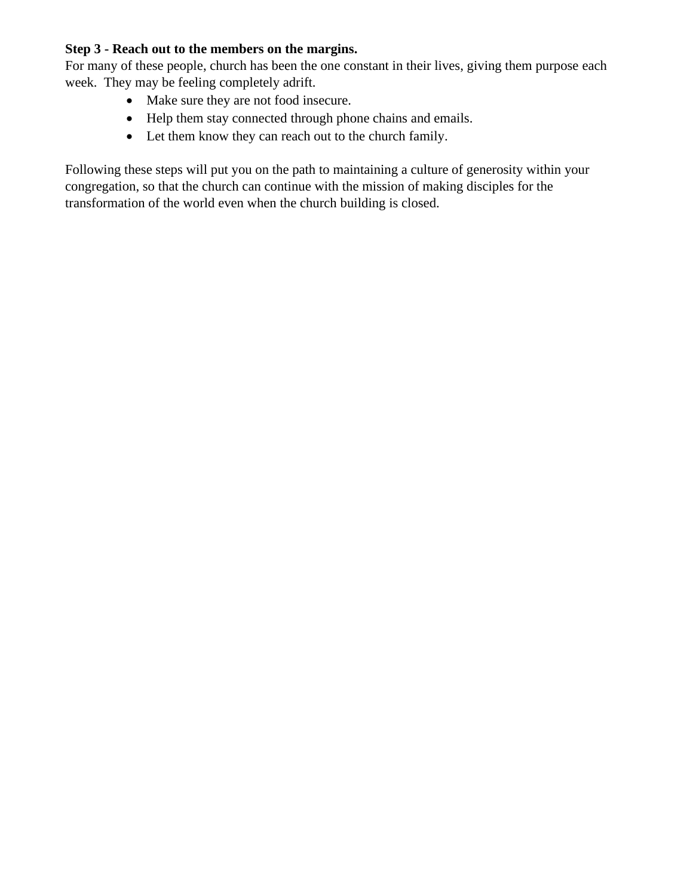**Step 3 - Reach out to the members on the margins.**
For many of these people, church has been the one constant in their lives, giving them purpose each week. They may be feeling completely adrift.

- Make sure they are not food insecure.
- Help them stay connected through phone chains and emails.
- Let them know they can reach out to the church family.

Following these steps will put you on the path to maintaining a culture of generosity within your congregation, so that the church can continue with the mission of making disciples for the transformation of the world even when the church building is closed.